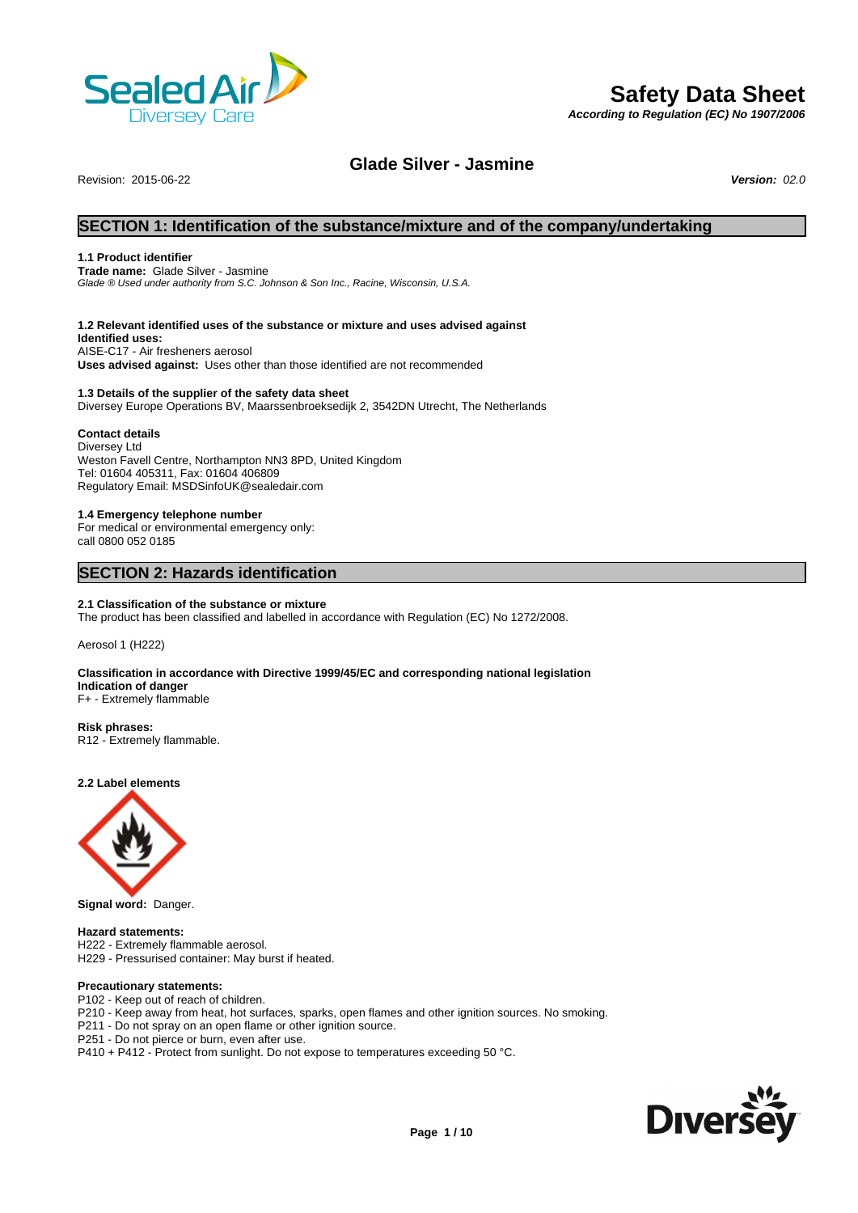# Safety Data Sheet

*According to Regulation (EC) No 1907/2006*

## Glade Silver - Jasmine

Revision: 2015-06-22 ***Version:*** *02.0*

## SECTION 1: Identification of the substance/mixture and of the company/undertaking

**1.1 Product identifier**
**Trade name:** Glade Silver - Jasmine
*Glade ® Used under authority from S.C. Johnson & Son Inc., Racine, Wisconsin, U.S.A.*

**1.2 Relevant identified uses of the substance or mixture and uses advised against**
**Identified uses:**
AISE-C17 - Air fresheners aerosol
**Uses advised against:** Uses other than those identified are not recommended

**1.3 Details of the supplier of the safety data sheet**
Diversey Europe Operations BV, Maarssenbroeksedijk 2, 3542DN Utrecht, The Netherlands

**Contact details**
Diversey Ltd
Weston Favell Centre, Northampton NN3 8PD, United Kingdom
Tel: 01604 405311, Fax: 01604 406809
Regulatory Email: MSDSinfoUK@sealedair.com

**1.4 Emergency telephone number**
For medical or environmental emergency only:
call 0800 052 0185

## SECTION 2: Hazards identification

**2.1 Classification of the substance or mixture**
The product has been classified and labelled in accordance with Regulation (EC) No 1272/2008.

Aerosol 1 (H222)

**Classification in accordance with Directive 1999/45/EC and corresponding national legislation**
**Indication of danger**
F+ - Extremely flammable

**Risk phrases:**
R12 - Extremely flammable.

**2.2 Label elements**

**Signal word:** Danger.

**Hazard statements:**
H222 - Extremely flammable aerosol.
H229 - Pressurised container: May burst if heated.

**Precautionary statements:**
P102 - Keep out of reach of children.
P210 - Keep away from heat, hot surfaces, sparks, open flames and other ignition sources. No smoking.
P211 - Do not spray on an open flame or other ignition source.
P251 - Do not pierce or burn, even after use.
P410 + P412 - Protect from sunlight. Do not expose to temperatures exceeding 50 °C.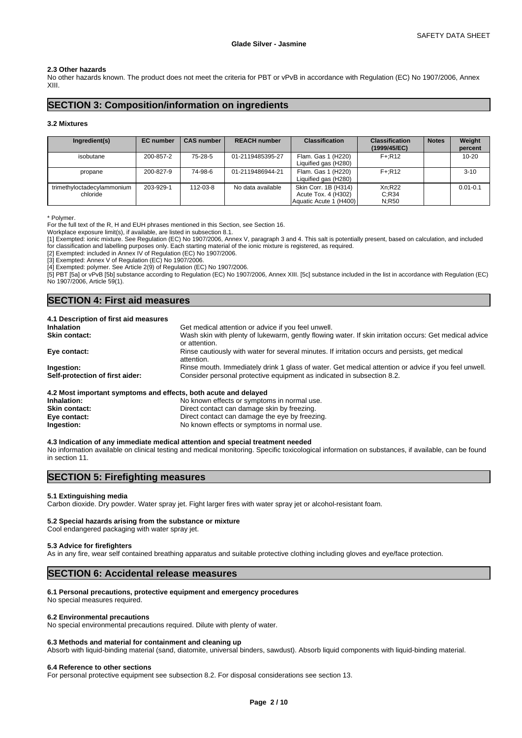#### 2.3 Other hazards

No other hazards known. The product does not meet the criteria for PBT or vPvB in accordance with Regulation (EC) No 1907/2006, Annex XIII.

## SECTION 3: Composition/information on ingredients

#### 3.2 Mixtures

| Ingredient(s) | EC number | CAS number | REACH number | Classification | Classification (1999/45/EC) | Notes | Weight percent |
|---|---|---|---|---|---|---|---|
| isobutane | 200-857-2 | 75-28-5 | 01-2119485395-27 | Flam. Gas 1 (H220) Liquified gas (H280) | F+;R12 | | 10-20 |
| propane | 200-827-9 | 74-98-6 | 01-2119486944-21 | Flam. Gas 1 (H220) Liquified gas (H280) | F+;R12 | | 3-10 |
| trimethyloctadecylammonium chloride | 203-929-1 | 112-03-8 | No data available | Skin Corr. 1B (H314) Acute Tox. 4 (H302) Aquatic Acute 1 (H400) | Xn;R22 C;R34 N;R50 | | 0.01-0.1 |

* Polymer.

For the full text of the R, H and EUH phrases mentioned in this Section, see Section 16.

Workplace exposure limit(s), if available, are listed in subsection 8.1.

[1] Exempted: ionic mixture. See Regulation (EC) No 1907/2006, Annex V, paragraph 3 and 4. This salt is potentially present, based on calculation, and included for classification and labelling purposes only. Each starting material of the ionic mixture is registered, as required.

[2] Exempted: included in Annex IV of Regulation (EC) No 1907/2006.

[3] Exempted: Annex V of Regulation (EC) No 1907/2006.

[4] Exempted: polymer. See Article 2(9) of Regulation (EC) No 1907/2006.

[5] PBT [5a] or vPvB [5b] substance according to Regulation (EC) No 1907/2006, Annex XIII. [5c] substance included in the list in accordance with Regulation (EC) No 1907/2006, Article 59(1).

## SECTION 4: First aid measures

#### 4.1 Description of first aid measures

**Inhalation** Get medical attention or advice if you feel unwell.

**Skin contact:** Wash skin with plenty of lukewarm, gently flowing water. If skin irritation occurs: Get medical advice or attention.

**Eye contact:** Rinse cautiously with water for several minutes. If irritation occurs and persists, get medical attention.

**Ingestion:** Rinse mouth. Immediately drink 1 glass of water. Get medical attention or advice if you feel unwell.

**Self-protection of first aider:** Consider personal protective equipment as indicated in subsection 8.2.

#### 4.2 Most important symptoms and effects, both acute and delayed

**Inhalation:** No known effects or symptoms in normal use.

**Skin contact:** Direct contact can damage skin by freezing.

**Eye contact:** Direct contact can damage the eye by freezing.

**Ingestion:** No known effects or symptoms in normal use.

#### 4.3 Indication of any immediate medical attention and special treatment needed

No information available on clinical testing and medical monitoring. Specific toxicological information on substances, if available, can be found in section 11.

## SECTION 5: Firefighting measures

#### 5.1 Extinguishing media

Carbon dioxide. Dry powder. Water spray jet. Fight larger fires with water spray jet or alcohol-resistant foam.

#### 5.2 Special hazards arising from the substance or mixture

Cool endangered packaging with water spray jet.

#### 5.3 Advice for firefighters

As in any fire, wear self contained breathing apparatus and suitable protective clothing including gloves and eye/face protection.

## SECTION 6: Accidental release measures

#### 6.1 Personal precautions, protective equipment and emergency procedures

No special measures required.

#### 6.2 Environmental precautions

No special environmental precautions required. Dilute with plenty of water.

#### 6.3 Methods and material for containment and cleaning up

Absorb with liquid-binding material (sand, diatomite, universal binders, sawdust). Absorb liquid components with liquid-binding material.

#### 6.4 Reference to other sections

For personal protective equipment see subsection 8.2. For disposal considerations see section 13.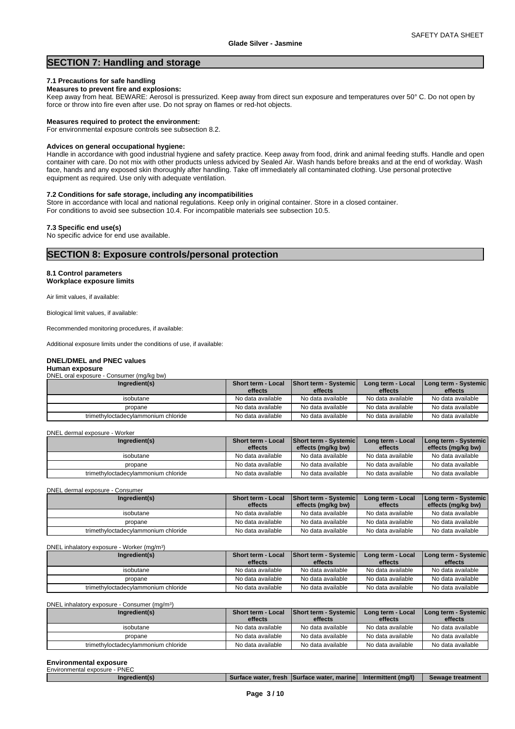## SECTION 7: Handling and storage

### 7.1 Precautions for safe handling

**Measures to prevent fire and explosions:**

Keep away from heat. BEWARE: Aerosol is pressurized. Keep away from direct sun exposure and temperatures over 50° C. Do not open by force or throw into fire even after use. Do not spray on flames or red-hot objects.

**Measures required to protect the environment:**

For environmental exposure controls see subsection 8.2.

**Advices on general occupational hygiene:**

Handle in accordance with good industrial hygiene and safety practice. Keep away from food, drink and animal feeding stuffs. Handle and open container with care. Do not mix with other products unless adviced by Sealed Air. Wash hands before breaks and at the end of workday. Wash face, hands and any exposed skin thoroughly after handling. Take off immediately all contaminated clothing. Use personal protective equipment as required. Use only with adequate ventilation.

### 7.2 Conditions for safe storage, including any incompatibilities

Store in accordance with local and national regulations. Keep only in original container. Store in a closed container.
For conditions to avoid see subsection 10.4. For incompatible materials see subsection 10.5.

### 7.3 Specific end use(s)

No specific advice for end use available.

## SECTION 8: Exposure controls/personal protection

### 8.1 Control parameters

**Workplace exposure limits**

Air limit values, if available:

Biological limit values, if available:

Recommended monitoring procedures, if available:

Additional exposure limits under the conditions of use, if available:

**DNEL/DMEL and PNEC values**

**Human exposure**

DNEL oral exposure - Consumer (mg/kg bw)

| Ingredient(s) | Short term - Local effects | Short term - Systemic effects | Long term - Local effects | Long term - Systemic effects |
|---|---|---|---|---|
| isobutane | No data available | No data available | No data available | No data available |
| propane | No data available | No data available | No data available | No data available |
| trimethyloctadecylammonium chloride | No data available | No data available | No data available | No data available |

DNEL dermal exposure - Worker

| Ingredient(s) | Short term - Local effects | Short term - Systemic effects (mg/kg bw) | Long term - Local effects | Long term - Systemic effects (mg/kg bw) |
|---|---|---|---|---|
| isobutane | No data available | No data available | No data available | No data available |
| propane | No data available | No data available | No data available | No data available |
| trimethyloctadecylammonium chloride | No data available | No data available | No data available | No data available |

DNEL dermal exposure - Consumer

| Ingredient(s) | Short term - Local effects | Short term - Systemic effects (mg/kg bw) | Long term - Local effects | Long term - Systemic effects (mg/kg bw) |
|---|---|---|---|---|
| isobutane | No data available | No data available | No data available | No data available |
| propane | No data available | No data available | No data available | No data available |
| trimethyloctadecylammonium chloride | No data available | No data available | No data available | No data available |

DNEL inhalatory exposure - Worker ($mg/m^3$)

| Ingredient(s) | Short term - Local effects | Short term - Systemic effects | Long term - Local effects | Long term - Systemic effects |
|---|---|---|---|---|
| isobutane | No data available | No data available | No data available | No data available |
| propane | No data available | No data available | No data available | No data available |
| trimethyloctadecylammonium chloride | No data available | No data available | No data available | No data available |

DNEL inhalatory exposure - Consumer ($mg/m^3$)

| Ingredient(s) | Short term - Local effects | Short term - Systemic effects | Long term - Local effects | Long term - Systemic effects |
|---|---|---|---|---|
| isobutane | No data available | No data available | No data available | No data available |
| propane | No data available | No data available | No data available | No data available |
| trimethyloctadecylammonium chloride | No data available | No data available | No data available | No data available |

**Environmental exposure**

Environmental exposure - PNEC

| Ingredient(s) | Surface water, fresh | Surface water, marine | Intermittent (mg/l) | Sewage treatment |
|---|---|---|---|---|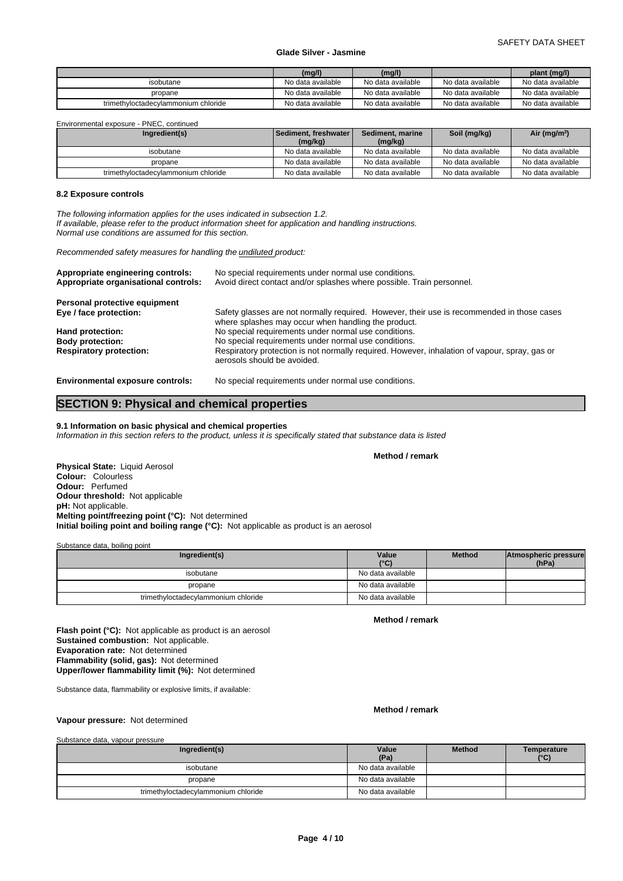|  | (mg/l) | (mg/l) |  | plant (mg/l) |
| --- | --- | --- | --- | --- |
| isobutane | No data available | No data available | No data available | No data available |
| propane | No data available | No data available | No data available | No data available |
| trimethyloctadecylammonium chloride | No data available | No data available | No data available | No data available |

Environmental exposure - PNEC, continued

| Ingredient(s) | Sediment, freshwater (mg/kg) | Sediment, marine (mg/kg) | Soil (mg/kg) | Air (mg/m³) |
| --- | --- | --- | --- | --- |
| isobutane | No data available | No data available | No data available | No data available |
| propane | No data available | No data available | No data available | No data available |
| trimethyloctadecylammonium chloride | No data available | No data available | No data available | No data available |

**8.2 Exposure controls**

*The following information applies for the uses indicated in subsection 1.2.*
*If available, please refer to the product information sheet for application and handling instructions.*
*Normal use conditions are assumed for this section.*

*Recommended safety measures for handling the undiluted product:*

**Appropriate engineering controls:** No special requirements under normal use conditions.
**Appropriate organisational controls:** Avoid direct contact and/or splashes where possible. Train personnel.

**Personal protective equipment**
**Eye / face protection:** Safety glasses are not normally required. However, their use is recommended in those cases where splashes may occur when handling the product.
**Hand protection:** No special requirements under normal use conditions.
**Body protection:** No special requirements under normal use conditions.
**Respiratory protection:** Respiratory protection is not normally required. However, inhalation of vapour, spray, gas or aerosols should be avoided.

**Environmental exposure controls:** No special requirements under normal use conditions.

## SECTION 9: Physical and chemical properties

**9.1 Information on basic physical and chemical properties**
*Information in this section refers to the product, unless it is specifically stated that substance data is listed*

**Method / remark**

**Physical State:** Liquid Aerosol
**Colour:** Colourless
**Odour:** Perfumed
**Odour threshold:** Not applicable
**pH:** Not applicable.
**Melting point/freezing point (°C):** Not determined
**Initial boiling point and boiling range (°C):** Not applicable as product is an aerosol

Substance data, boiling point

| Ingredient(s) | Value (°C) | Method | Atmospheric pressure (hPa) |
| --- | --- | --- | --- |
| isobutane | No data available |  |  |
| propane | No data available |  |  |
| trimethyloctadecylammonium chloride | No data available |  |  |

**Method / remark**

**Flash point (°C):** Not applicable as product is an aerosol
**Sustained combustion:** Not applicable.
**Evaporation rate:** Not determined
**Flammability (solid, gas):** Not determined
**Upper/lower flammability limit (%):** Not determined

Substance data, flammability or explosive limits, if available:

**Method / remark**

**Vapour pressure:** Not determined

Substance data, vapour pressure

| Ingredient(s) | Value (Pa) | Method | Temperature (°C) |
| --- | --- | --- | --- |
| isobutane | No data available |  |  |
| propane | No data available |  |  |
| trimethyloctadecylammonium chloride | No data available |  |  |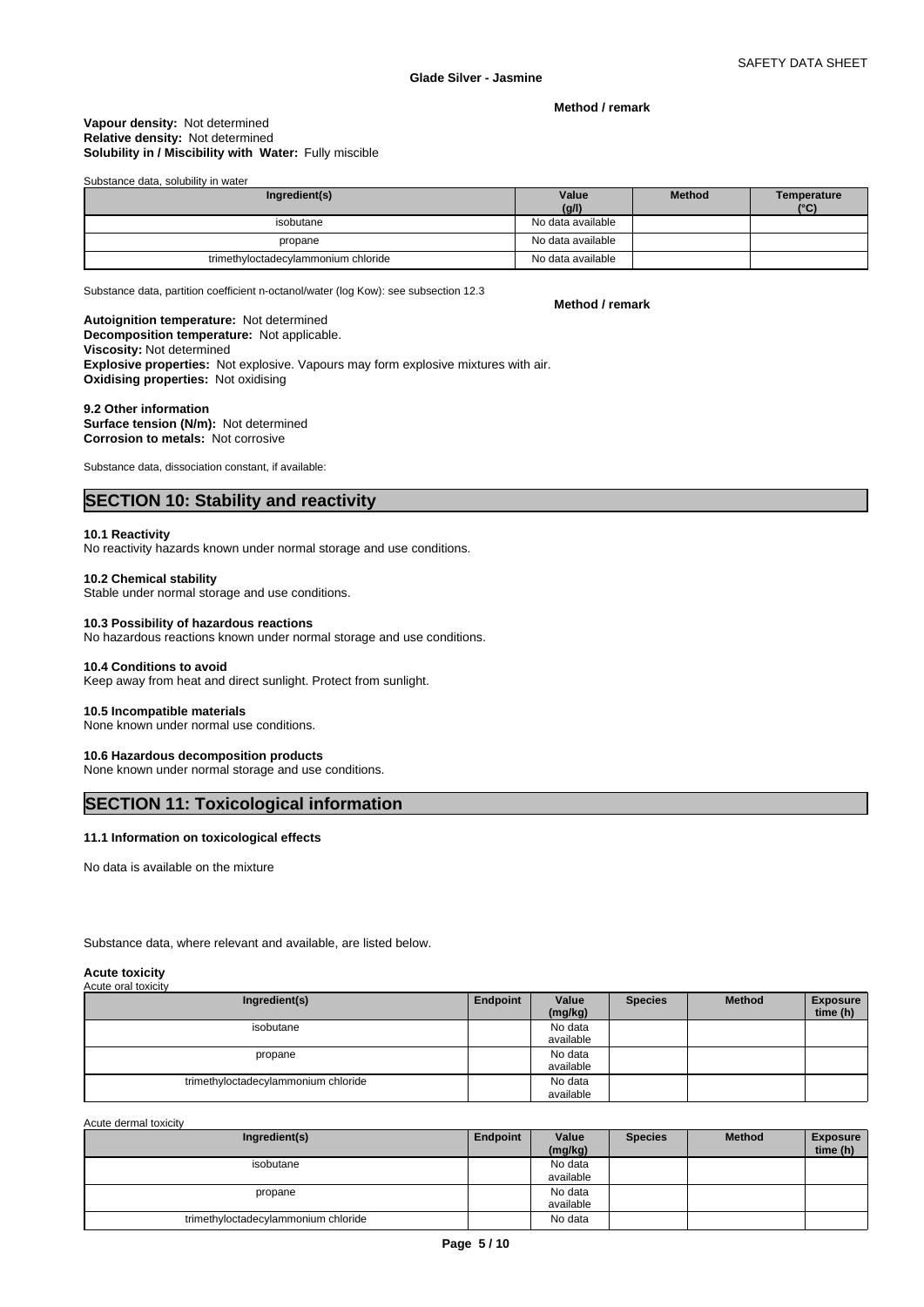**Method / remark**

**Vapour density:** Not determined
**Relative density:** Not determined
**Solubility in / Miscibility with Water:** Fully miscible

Substance data, solubility in water

| Ingredient(s) | Value (g/l) | Method | Temperature (°C) |
|---|---|---|---|
| isobutane | No data available | | |
| propane | No data available | | |
| trimethyloctadecylammonium chloride | No data available | | |

Substance data, partition coefficient n-octanol/water (log Kow): see subsection 12.3

**Method / remark**

**Autoignition temperature:** Not determined
**Decomposition temperature:** Not applicable.
**Viscosity:** Not determined
**Explosive properties:** Not explosive. Vapours may form explosive mixtures with air.
**Oxidising properties:** Not oxidising

**9.2 Other information**
**Surface tension (N/m):** Not determined
**Corrosion to metals:** Not corrosive

Substance data, dissociation constant, if available:

## SECTION 10: Stability and reactivity

**10.1 Reactivity**
No reactivity hazards known under normal storage and use conditions.

**10.2 Chemical stability**
Stable under normal storage and use conditions.

**10.3 Possibility of hazardous reactions**
No hazardous reactions known under normal storage and use conditions.

**10.4 Conditions to avoid**
Keep away from heat and direct sunlight. Protect from sunlight.

**10.5 Incompatible materials**
None known under normal use conditions.

**10.6 Hazardous decomposition products**
None known under normal storage and use conditions.

## SECTION 11: Toxicological information

**11.1 Information on toxicological effects**

No data is available on the mixture

Substance data, where relevant and available, are listed below.

**Acute toxicity**
Acute oral toxicity

| Ingredient(s) | Endpoint | Value (mg/kg) | Species | Method | Exposure time (h) |
|---|---|---|---|---|---|
| isobutane | | No data available | | | |
| propane | | No data available | | | |
| trimethyloctadecylammonium chloride | | No data available | | | |

Acute dermal toxicity

| Ingredient(s) | Endpoint | Value (mg/kg) | Species | Method | Exposure time (h) |
|---|---|---|---|---|---|
| isobutane | | No data available | | | |
| propane | | No data available | | | |
| trimethyloctadecylammonium chloride | | No data | | | |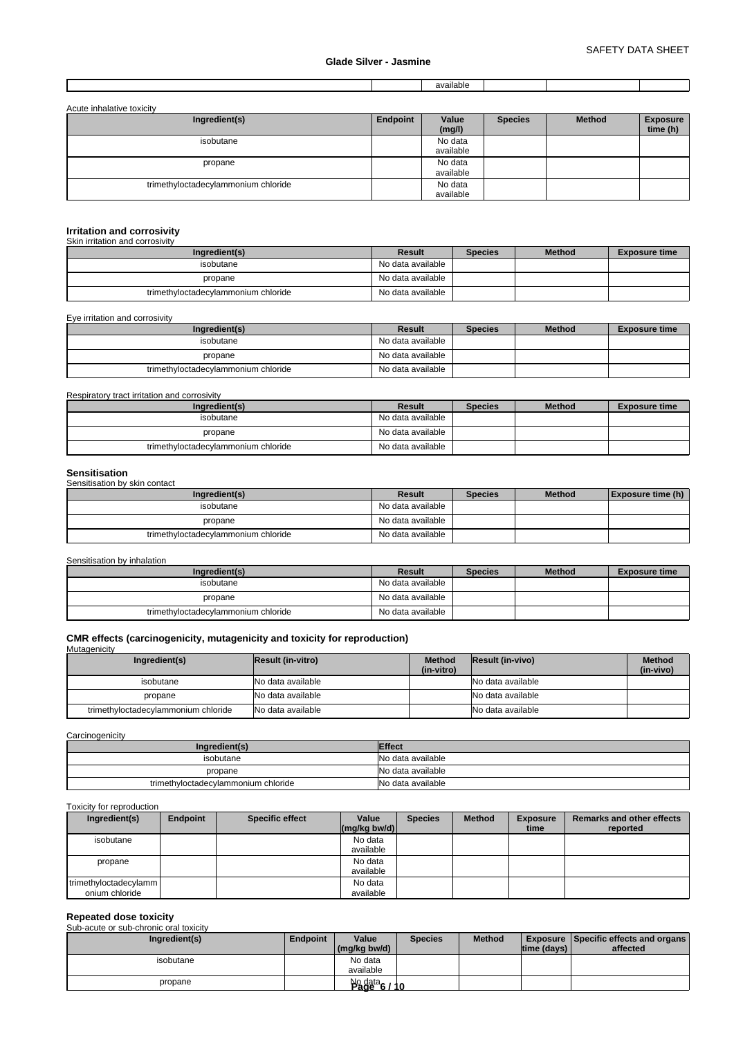| | | available | | | |
|---|---|---|---|---|---|

Acute inhalative toxicity

| Ingredient(s) | Endpoint | Value (mg/l) | Species | Method | Exposure time (h) |
|---|---|---|---|---|---|
| isobutane | | No data available | | | |
| propane | | No data available | | | |
| trimethyloctadecylammonium chloride | | No data available | | | |

### Irritation and corrosivity

Skin irritation and corrosivity

| Ingredient(s) | Result | Species | Method | Exposure time |
|---|---|---|---|---|
| isobutane | No data available | | | |
| propane | No data available | | | |
| trimethyloctadecylammonium chloride | No data available | | | |

Eye irritation and corrosivity

| Ingredient(s) | Result | Species | Method | Exposure time |
|---|---|---|---|---|
| isobutane | No data available | | | |
| propane | No data available | | | |
| trimethyloctadecylammonium chloride | No data available | | | |

Respiratory tract irritation and corrosivity

| Ingredient(s) | Result | Species | Method | Exposure time |
|---|---|---|---|---|
| isobutane | No data available | | | |
| propane | No data available | | | |
| trimethyloctadecylammonium chloride | No data available | | | |

### Sensitisation

Sensitisation by skin contact

| Ingredient(s) | Result | Species | Method | Exposure time (h) |
|---|---|---|---|---|
| isobutane | No data available | | | |
| propane | No data available | | | |
| trimethyloctadecylammonium chloride | No data available | | | |

Sensitisation by inhalation

| Ingredient(s) | Result | Species | Method | Exposure time |
|---|---|---|---|---|
| isobutane | No data available | | | |
| propane | No data available | | | |
| trimethyloctadecylammonium chloride | No data available | | | |

### CMR effects (carcinogenicity, mutagenicity and toxicity for reproduction)

Mutagenicity

| Ingredient(s) | Result (in-vitro) | Method (in-vitro) | Result (in-vivo) | Method (in-vivo) |
|---|---|---|---|---|
| isobutane | No data available | | No data available | |
| propane | No data available | | No data available | |
| trimethyloctadecylammonium chloride | No data available | | No data available | |

Carcinogenicity

| Ingredient(s) | Effect |
|---|---|
| isobutane | No data available |
| propane | No data available |
| trimethyloctadecylammonium chloride | No data available |

Toxicity for reproduction

| Ingredient(s) | Endpoint | Specific effect | Value (mg/kg bw/d) | Species | Method | Exposure time | Remarks and other effects reported |
|---|---|---|---|---|---|---|---|
| isobutane | | | No data available | | | | |
| propane | | | No data available | | | | |
| trimethyloctadecylammonium chloride | | | No data available | | | | |

### Repeated dose toxicity

Sub-acute or sub-chronic oral toxicity

| Ingredient(s) | Endpoint | Value (mg/kg bw/d) | Species | Method | Exposure time (days) | Specific effects and organs affected |
|---|---|---|---|---|---|---|
| isobutane | | No data available | | | | |
| propane | | No data | | | | |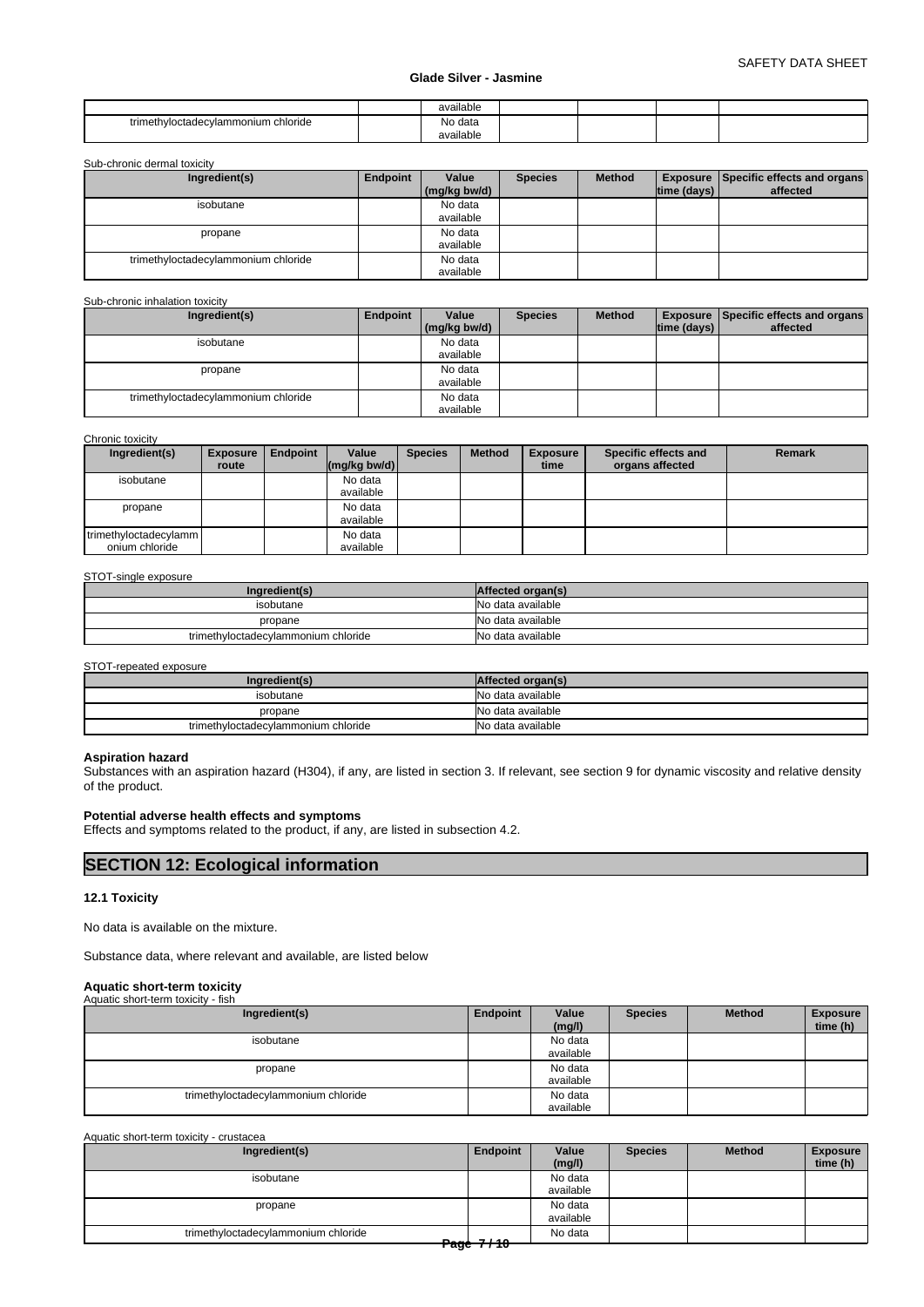| | | available | | | | |
|---|---|---|---|---|---|---|
| trimethyloctadecylammonium chloride | | No data available | | | | |

Sub-chronic dermal toxicity

| Ingredient(s) | Endpoint | Value (mg/kg bw/d) | Species | Method | Exposure time (days) | Specific effects and organs affected |
|---|---|---|---|---|---|---|
| isobutane | | No data available | | | | |
| propane | | No data available | | | | |
| trimethyloctadecylammonium chloride | | No data available | | | | |

Sub-chronic inhalation toxicity

| Ingredient(s) | Endpoint | Value (mg/kg bw/d) | Species | Method | Exposure time (days) | Specific effects and organs affected |
|---|---|---|---|---|---|---|
| isobutane | | No data available | | | | |
| propane | | No data available | | | | |
| trimethyloctadecylammonium chloride | | No data available | | | | |

Chronic toxicity

| Ingredient(s) | Exposure route | Endpoint | Value (mg/kg bw/d) | Species | Method | Exposure time | Specific effects and organs affected | Remark |
|---|---|---|---|---|---|---|---|---|
| isobutane | | | No data available | | | | | |
| propane | | | No data available | | | | | |
| trimethyloctadecylammonium chloride | | | No data available | | | | | |

STOT-single exposure

| Ingredient(s) | Affected organ(s) |
|---|---|
| isobutane | No data available |
| propane | No data available |
| trimethyloctadecylammonium chloride | No data available |

STOT-repeated exposure

| Ingredient(s) | Affected organ(s) |
|---|---|
| isobutane | No data available |
| propane | No data available |
| trimethyloctadecylammonium chloride | No data available |

**Aspiration hazard**

Substances with an aspiration hazard (H304), if any, are listed in section 3. If relevant, see section 9 for dynamic viscosity and relative density of the product.

**Potential adverse health effects and symptoms**

Effects and symptoms related to the product, if any, are listed in subsection 4.2.

## SECTION 12: Ecological information

### 12.1 Toxicity

No data is available on the mixture.

Substance data, where relevant and available, are listed below

**Aquatic short-term toxicity**

Aquatic short-term toxicity - fish

| Ingredient(s) | Endpoint | Value (mg/l) | Species | Method | Exposure time (h) |
|---|---|---|---|---|---|
| isobutane | | No data available | | | |
| propane | | No data available | | | |
| trimethyloctadecylammonium chloride | | No data available | | | |

Aquatic short-term toxicity - crustacea

| Ingredient(s) | Endpoint | Value (mg/l) | Species | Method | Exposure time (h) |
|---|---|---|---|---|---|
| isobutane | | No data available | | | |
| propane | | No data available | | | |
| trimethyloctadecylammonium chloride | | No data | | | |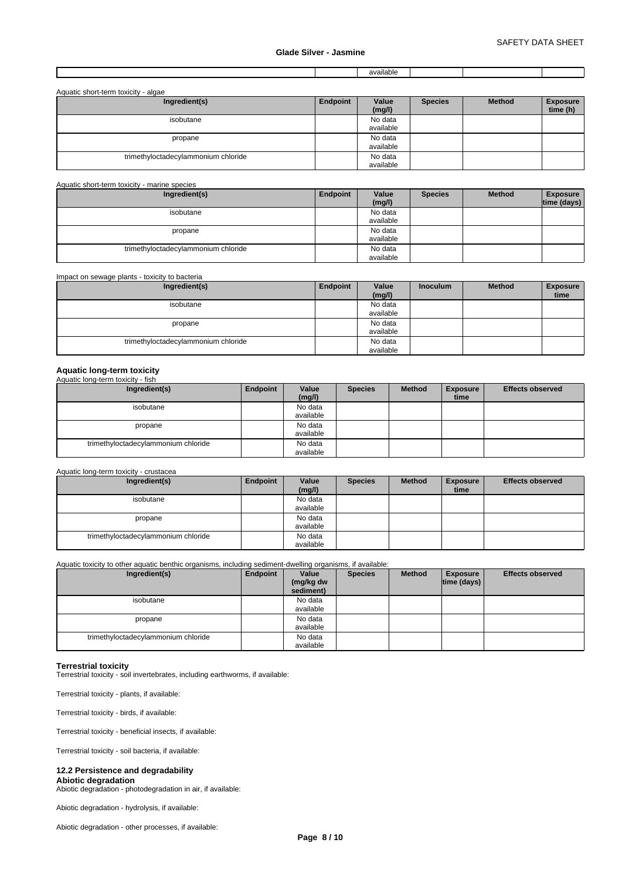| | | available | | | |
|---|---|---|---|---|---|

Aquatic short-term toxicity - algae

| Ingredient(s) | Endpoint | Value (mg/l) | Species | Method | Exposure time (h) |
|---|---|---|---|---|---|
| isobutane | | No data available | | | |
| propane | | No data available | | | |
| trimethyloctadecylammonium chloride | | No data available | | | |

Aquatic short-term toxicity - marine species

| Ingredient(s) | Endpoint | Value (mg/l) | Species | Method | Exposure time (days) |
|---|---|---|---|---|---|
| isobutane | | No data available | | | |
| propane | | No data available | | | |
| trimethyloctadecylammonium chloride | | No data available | | | |

Impact on sewage plants - toxicity to bacteria

| Ingredient(s) | Endpoint | Value (mg/l) | Inoculum | Method | Exposure time |
|---|---|---|---|---|---|
| isobutane | | No data available | | | |
| propane | | No data available | | | |
| trimethyloctadecylammonium chloride | | No data available | | | |

**Aquatic long-term toxicity**

Aquatic long-term toxicity - fish

| Ingredient(s) | Endpoint | Value (mg/l) | Species | Method | Exposure time | Effects observed |
|---|---|---|---|---|---|---|
| isobutane | | No data available | | | | |
| propane | | No data available | | | | |
| trimethyloctadecylammonium chloride | | No data available | | | | |

Aquatic long-term toxicity - crustacea

| Ingredient(s) | Endpoint | Value (mg/l) | Species | Method | Exposure time | Effects observed |
|---|---|---|---|---|---|---|
| isobutane | | No data available | | | | |
| propane | | No data available | | | | |
| trimethyloctadecylammonium chloride | | No data available | | | | |

Aquatic toxicity to other aquatic benthic organisms, including sediment-dwelling organisms, if available:

| Ingredient(s) | Endpoint | Value (mg/kg dw sediment) | Species | Method | Exposure time (days) | Effects observed |
|---|---|---|---|---|---|---|
| isobutane | | No data available | | | | |
| propane | | No data available | | | | |
| trimethyloctadecylammonium chloride | | No data available | | | | |

**Terrestrial toxicity**

Terrestrial toxicity - soil invertebrates, including earthworms, if available:

Terrestrial toxicity - plants, if available:

Terrestrial toxicity - birds, if available:

Terrestrial toxicity - beneficial insects, if available:

Terrestrial toxicity - soil bacteria, if available:

### 12.2 Persistence and degradability

**Abiotic degradation**

Abiotic degradation - photodegradation in air, if available:

Abiotic degradation - hydrolysis, if available:

Abiotic degradation - other processes, if available: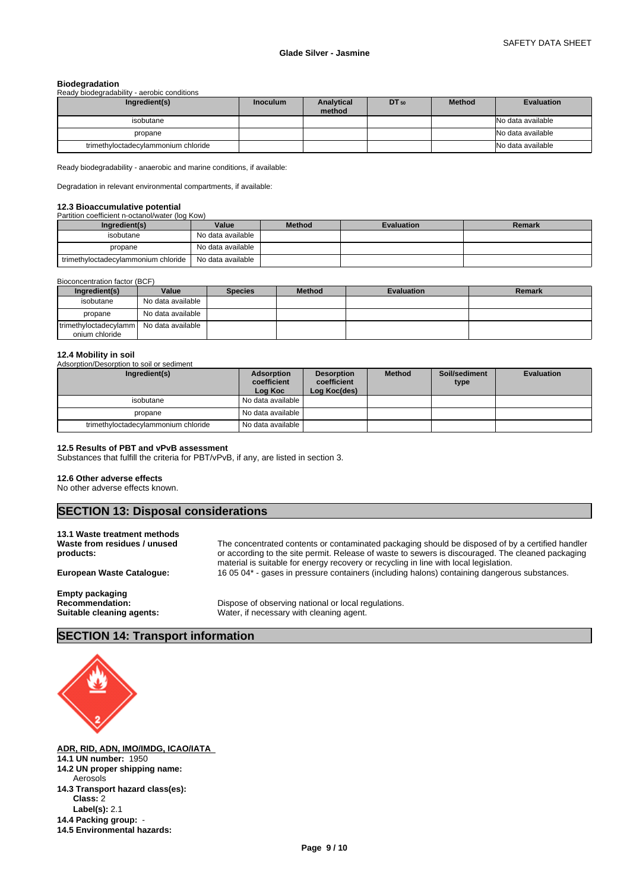**Biodegradation**

Ready biodegradability - aerobic conditions

| Ingredient(s) | Inoculum | Analytical method | $DT_{50}$ | Method | Evaluation |
|---|---|---|---|---|---|
| isobutane | | | | | No data available |
| propane | | | | | No data available |
| trimethyloctadecylammonium chloride | | | | | No data available |

Ready biodegradability - anaerobic and marine conditions, if available:

Degradation in relevant environmental compartments, if available:

### 12.3 Bioaccumulative potential

Partition coefficient n-octanol/water (log Kow)

| Ingredient(s) | Value | Method | Evaluation | Remark |
|---|---|---|---|---|
| isobutane | No data available | | | |
| propane | No data available | | | |
| trimethyloctadecylammonium chloride | No data available | | | |

Bioconcentration factor (BCF)

| Ingredient(s) | Value | Species | Method | Evaluation | Remark |
|---|---|---|---|---|---|
| isobutane | No data available | | | | |
| propane | No data available | | | | |
| trimethyloctadecylammonium chloride | No data available | | | | |

### 12.4 Mobility in soil

Adsorption/Desorption to soil or sediment

| Ingredient(s) | Adsorption coefficient Log Koc | Desorption coefficient Log Koc(des) | Method | Soil/sediment type | Evaluation |
|---|---|---|---|---|---|
| isobutane | No data available | | | | |
| propane | No data available | | | | |
| trimethyloctadecylammonium chloride | No data available | | | | |

### 12.5 Results of PBT and vPvB assessment

Substances that fulfill the criteria for PBT/vPvB, if any, are listed in section 3.

### 12.6 Other adverse effects

No other adverse effects known.

## SECTION 13: Disposal considerations

### 13.1 Waste treatment methods

**Waste from residues / unused products:** The concentrated contents or contaminated packaging should be disposed of by a certified handler or according to the site permit. Release of waste to sewers is discouraged. The cleaned packaging material is suitable for energy recovery or recycling in line with local legislation.

**European Waste Catalogue:** 16 05 04* - gases in pressure containers (including halons) containing dangerous substances.

**Empty packaging**

**Recommendation:** Dispose of observing national or local regulations.

**Suitable cleaning agents:** Water, if necessary with cleaning agent.

## SECTION 14: Transport information

**ADR, RID, ADN, IMO/IMDG, ICAO/IATA**

**14.1 UN number:** 1950

**14.2 UN proper shipping name:**
Aerosols

**14.3 Transport hazard class(es):**
**Class:** 2
**Label(s):** 2.1

**14.4 Packing group:** -

**14.5 Environmental hazards:**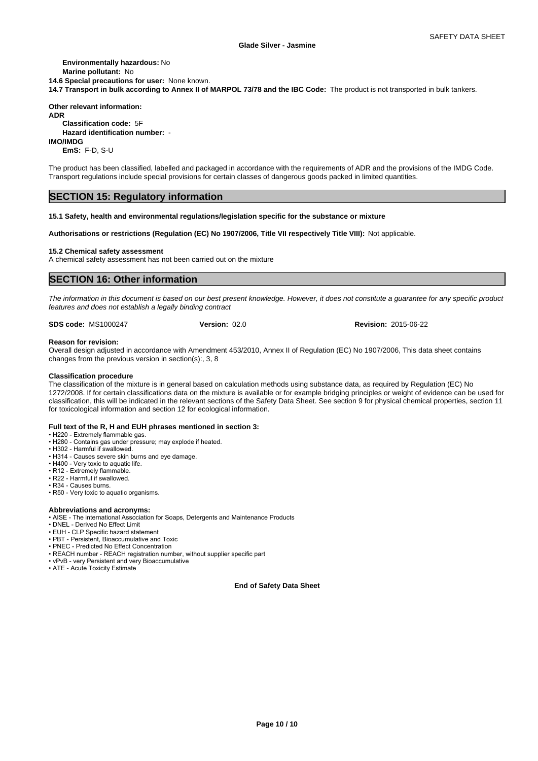**Environmentally hazardous:** No

**Marine pollutant:** No

**14.6 Special precautions for user:** None known.

**14.7 Transport in bulk according to Annex II of MARPOL 73/78 and the IBC Code:** The product is not transported in bulk tankers.

**Other relevant information:**

**ADR**

**Classification code:** 5F

**Hazard identification number:** -

**IMO/IMDG**

**EmS:** F-D, S-U

The product has been classified, labelled and packaged in accordance with the requirements of ADR and the provisions of the IMDG Code. Transport regulations include special provisions for certain classes of dangerous goods packed in limited quantities.

## SECTION 15: Regulatory information

**15.1 Safety, health and environmental regulations/legislation specific for the substance or mixture**

**Authorisations or restrictions (Regulation (EC) No 1907/2006, Title VII respectively Title VIII):** Not applicable.

**15.2 Chemical safety assessment**

A chemical safety assessment has not been carried out on the mixture

## SECTION 16: Other information

*The information in this document is based on our best present knowledge. However, it does not constitute a guarantee for any specific product features and does not establish a legally binding contract*

**SDS code:** MS1000247 **Version:** 02.0 **Revision:** 2015-06-22

**Reason for revision:**

Overall design adjusted in accordance with Amendment 453/2010, Annex II of Regulation (EC) No 1907/2006, This data sheet contains changes from the previous version in section(s):, 3, 8

**Classification procedure**

The classification of the mixture is in general based on calculation methods using substance data, as required by Regulation (EC) No 1272/2008. If for certain classifications data on the mixture is available or for example bridging principles or weight of evidence can be used for classification, this will be indicated in the relevant sections of the Safety Data Sheet. See section 9 for physical chemical properties, section 11 for toxicological information and section 12 for ecological information.

**Full text of the R, H and EUH phrases mentioned in section 3:**

- H220 - Extremely flammable gas.
- H280 - Contains gas under pressure; may explode if heated.
- H302 - Harmful if swallowed.
- H314 - Causes severe skin burns and eye damage.
- H400 - Very toxic to aquatic life.
- R12 - Extremely flammable.
- R22 - Harmful if swallowed.
- R34 - Causes burns.
- R50 - Very toxic to aquatic organisms.

**Abbreviations and acronyms:**

- AISE - The international Association for Soaps, Detergents and Maintenance Products
- DNEL - Derived No Effect Limit
- EUH - CLP Specific hazard statement
- PBT - Persistent, Bioaccumulative and Toxic
- PNEC - Predicted No Effect Concentration
- REACH number - REACH registration number, without supplier specific part
- vPvB - very Persistent and very Bioaccumulative
- ATE - Acute Toxicity Estimate

**End of Safety Data Sheet**